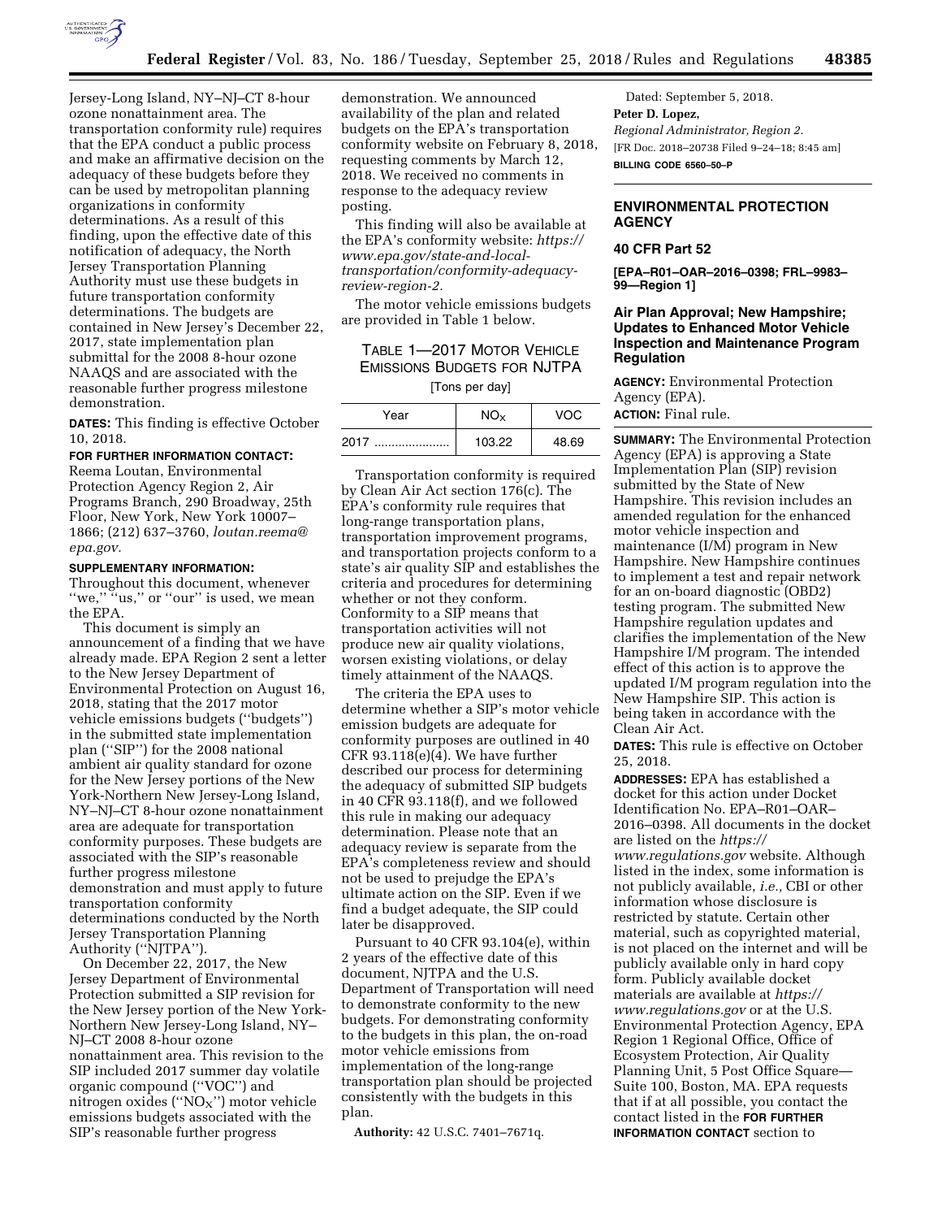Jersey-Long Island, NY–NJ–CT 8-hour ozone nonattainment area. The transportation conformity rule) requires that the EPA conduct a public process and make an affirmative decision on the adequacy of these budgets before they can be used by metropolitan planning organizations in conformity determinations. As a result of this finding, upon the effective date of this notification of adequacy, the North Jersey Transportation Planning Authority must use these budgets in future transportation conformity determinations. The budgets are contained in New Jersey's December 22, 2017, state implementation plan submittal for the 2008 8-hour ozone NAAQS and are associated with the reasonable further progress milestone demonstration.

**DATES:** This finding is effective October 10, 2018.

**FOR FURTHER INFORMATION CONTACT:** Reema Loutan, Environmental Protection Agency Region 2, Air Programs Branch, 290 Broadway, 25th Floor, New York, New York 10007–1866; (212) 637–3760, *loutan.reema@epa.gov.*

**SUPPLEMENTARY INFORMATION:**

Throughout this document, whenever "we," "us," or "our" is used, we mean the EPA.

This document is simply an announcement of a finding that we have already made. EPA Region 2 sent a letter to the New Jersey Department of Environmental Protection on August 16, 2018, stating that the 2017 motor vehicle emissions budgets ("budgets") in the submitted state implementation plan ("SIP") for the 2008 national ambient air quality standard for ozone for the New Jersey portions of the New York-Northern New Jersey-Long Island, NY–NJ–CT 8-hour ozone nonattainment area are adequate for transportation conformity purposes. These budgets are associated with the SIP's reasonable further progress milestone demonstration and must apply to future transportation conformity determinations conducted by the North Jersey Transportation Planning Authority ("NJTPA").

On December 22, 2017, the New Jersey Department of Environmental Protection submitted a SIP revision for the New Jersey portion of the New York-Northern New Jersey-Long Island, NY–NJ–CT 2008 8-hour ozone nonattainment area. This revision to the SIP included 2017 summer day volatile organic compound ("VOC") and nitrogen oxides ("$NO_X$") motor vehicle emissions budgets associated with the SIP's reasonable further progress demonstration. We announced availability of the plan and related budgets on the EPA's transportation conformity website on February 8, 2018, requesting comments by March 12, 2018. We received no comments in response to the adequacy review posting.

This finding will also be available at the EPA's conformity website: *https://www.epa.gov/state-and-local-transportation/conformity-adequacy-review-region-2.*

The motor vehicle emissions budgets are provided in Table 1 below.

TABLE 1—2017 MOTOR VEHICLE EMISSIONS BUDGETS FOR NJTPA

[Tons per day]

| Year | $NO_X$ | VOC |
|---|---|---|
| 2017 | 103.22 | 48.69 |

Transportation conformity is required by Clean Air Act section 176(c). The EPA's conformity rule requires that long-range transportation plans, transportation improvement programs, and transportation projects conform to a state's air quality SIP and establishes the criteria and procedures for determining whether or not they conform. Conformity to a SIP means that transportation activities will not produce new air quality violations, worsen existing violations, or delay timely attainment of the NAAQS.

The criteria the EPA uses to determine whether a SIP's motor vehicle emission budgets are adequate for conformity purposes are outlined in 40 CFR 93.118(e)(4). We have further described our process for determining the adequacy of submitted SIP budgets in 40 CFR 93.118(f), and we followed this rule in making our adequacy determination. Please note that an adequacy review is separate from the EPA's completeness review and should not be used to prejudge the EPA's ultimate action on the SIP. Even if we find a budget adequate, the SIP could later be disapproved.

Pursuant to 40 CFR 93.104(e), within 2 years of the effective date of this document, NJTPA and the U.S. Department of Transportation will need to demonstrate conformity to the new budgets. For demonstrating conformity to the budgets in this plan, the on-road motor vehicle emissions from implementation of the long-range transportation plan should be projected consistently with the budgets in this plan.

**Authority:** 42 U.S.C. 7401–7671q.

Dated: September 5, 2018.

**Peter D. Lopez,**

*Regional Administrator, Region 2.*

[FR Doc. 2018–20738 Filed 9–24–18; 8:45 am]

**BILLING CODE 6560–50–P**

---

## ENVIRONMENTAL PROTECTION AGENCY

### 40 CFR Part 52

**[EPA–R01–OAR–2016–0398; FRL–9983–99—Region 1]**

### Air Plan Approval; New Hampshire; Updates to Enhanced Motor Vehicle Inspection and Maintenance Program Regulation

**AGENCY:** Environmental Protection Agency (EPA).

**ACTION:** Final rule.

**SUMMARY:** The Environmental Protection Agency (EPA) is approving a State Implementation Plan (SIP) revision submitted by the State of New Hampshire. This revision includes an amended regulation for the enhanced motor vehicle inspection and maintenance (I/M) program in New Hampshire. New Hampshire continues to implement a test and repair network for an on-board diagnostic (OBD2) testing program. The submitted New Hampshire regulation updates and clarifies the implementation of the New Hampshire I/M program. The intended effect of this action is to approve the updated I/M program regulation into the New Hampshire SIP. This action is being taken in accordance with the Clean Air Act.

**DATES:** This rule is effective on October 25, 2018.

**ADDRESSES:** EPA has established a docket for this action under Docket Identification No. EPA–R01–OAR–2016–0398. All documents in the docket are listed on the *https://www.regulations.gov* website. Although listed in the index, some information is not publicly available, *i.e.,* CBI or other information whose disclosure is restricted by statute. Certain other material, such as copyrighted material, is not placed on the internet and will be publicly available only in hard copy form. Publicly available docket materials are available at *https://www.regulations.gov* or at the U.S. Environmental Protection Agency, EPA Region 1 Regional Office, Office of Ecosystem Protection, Air Quality Planning Unit, 5 Post Office Square—Suite 100, Boston, MA. EPA requests that if at all possible, you contact the contact listed in the **FOR FURTHER INFORMATION CONTACT** section to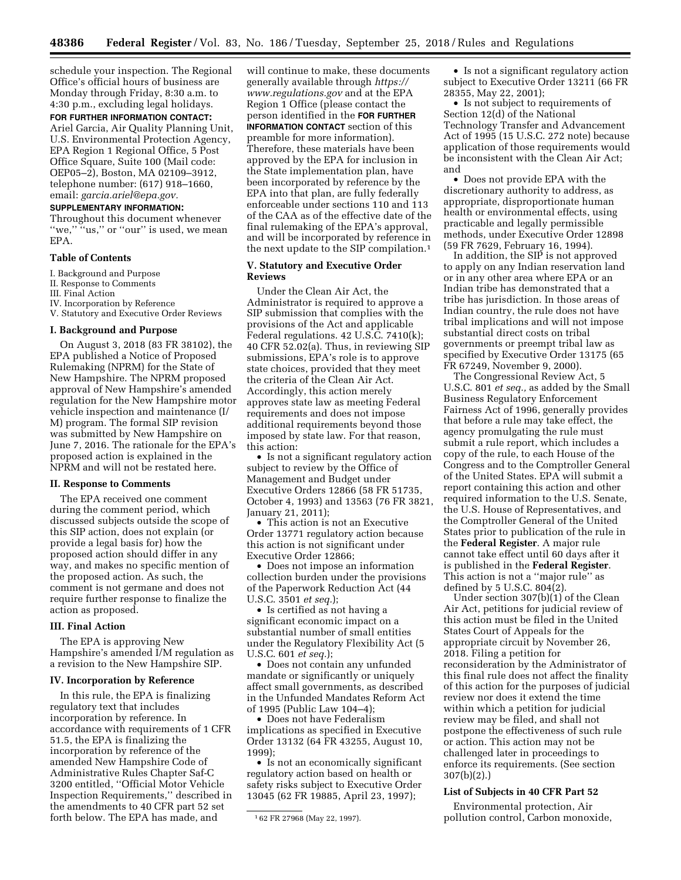schedule your inspection. The Regional Office's official hours of business are Monday through Friday, 8:30 a.m. to 4:30 p.m., excluding legal holidays.

**FOR FURTHER INFORMATION CONTACT:** Ariel Garcia, Air Quality Planning Unit, U.S. Environmental Protection Agency, EPA Region 1 Regional Office, 5 Post Office Square, Suite 100 (Mail code: OEP05–2), Boston, MA 02109–3912, telephone number: (617) 918–1660, email: *garcia.ariel@epa.gov.*

**SUPPLEMENTARY INFORMATION:** Throughout this document whenever "we," "us," or "our" is used, we mean EPA.

**Table of Contents**

I. Background and Purpose
II. Response to Comments
III. Final Action
IV. Incorporation by Reference
V. Statutory and Executive Order Reviews

## I. Background and Purpose

On August 3, 2018 (83 FR 38102), the EPA published a Notice of Proposed Rulemaking (NPRM) for the State of New Hampshire. The NPRM proposed approval of New Hampshire's amended regulation for the New Hampshire motor vehicle inspection and maintenance (I/M) program. The formal SIP revision was submitted by New Hampshire on June 7, 2016. The rationale for the EPA's proposed action is explained in the NPRM and will not be restated here.

## II. Response to Comments

The EPA received one comment during the comment period, which discussed subjects outside the scope of this SIP action, does not explain (or provide a legal basis for) how the proposed action should differ in any way, and makes no specific mention of the proposed action. As such, the comment is not germane and does not require further response to finalize the action as proposed.

## III. Final Action

The EPA is approving New Hampshire's amended I/M regulation as a revision to the New Hampshire SIP.

## IV. Incorporation by Reference

In this rule, the EPA is finalizing regulatory text that includes incorporation by reference. In accordance with requirements of 1 CFR 51.5, the EPA is finalizing the incorporation by reference of the amended New Hampshire Code of Administrative Rules Chapter Saf-C 3200 entitled, "Official Motor Vehicle Inspection Requirements," described in the amendments to 40 CFR part 52 set forth below. The EPA has made, and will continue to make, these documents generally available through *https://www.regulations.gov* and at the EPA Region 1 Office (please contact the person identified in the **FOR FURTHER INFORMATION CONTACT** section of this preamble for more information). Therefore, these materials have been approved by the EPA for inclusion in the State implementation plan, have been incorporated by reference by the EPA into that plan, are fully federally enforceable under sections 110 and 113 of the CAA as of the effective date of the final rulemaking of the EPA's approval, and will be incorporated by reference in the next update to the SIP compilation.[1]

[1] 62 FR 27968 (May 22, 1997).

## V. Statutory and Executive Order Reviews

Under the Clean Air Act, the Administrator is required to approve a SIP submission that complies with the provisions of the Act and applicable Federal regulations. 42 U.S.C. 7410(k); 40 CFR 52.02(a). Thus, in reviewing SIP submissions, EPA's role is to approve state choices, provided that they meet the criteria of the Clean Air Act. Accordingly, this action merely approves state law as meeting Federal requirements and does not impose additional requirements beyond those imposed by state law. For that reason, this action:

- Is not a significant regulatory action subject to review by the Office of Management and Budget under Executive Orders 12866 (58 FR 51735, October 4, 1993) and 13563 (76 FR 3821, January 21, 2011);
- This action is not an Executive Order 13771 regulatory action because this action is not significant under Executive Order 12866;
- Does not impose an information collection burden under the provisions of the Paperwork Reduction Act (44 U.S.C. 3501 *et seq.*);
- Is certified as not having a significant economic impact on a substantial number of small entities under the Regulatory Flexibility Act (5 U.S.C. 601 *et seq.*);
- Does not contain any unfunded mandate or significantly or uniquely affect small governments, as described in the Unfunded Mandates Reform Act of 1995 (Public Law 104–4);
- Does not have Federalism implications as specified in Executive Order 13132 (64 FR 43255, August 10, 1999);
- Is not an economically significant regulatory action based on health or safety risks subject to Executive Order 13045 (62 FR 19885, April 23, 1997);
- Is not a significant regulatory action subject to Executive Order 13211 (66 FR 28355, May 22, 2001);
- Is not subject to requirements of Section 12(d) of the National Technology Transfer and Advancement Act of 1995 (15 U.S.C. 272 note) because application of those requirements would be inconsistent with the Clean Air Act; and
- Does not provide EPA with the discretionary authority to address, as appropriate, disproportionate human health or environmental effects, using practicable and legally permissible methods, under Executive Order 12898 (59 FR 7629, February 16, 1994).

In addition, the SIP is not approved to apply on any Indian reservation land or in any other area where EPA or an Indian tribe has demonstrated that a tribe has jurisdiction. In those areas of Indian country, the rule does not have tribal implications and will not impose substantial direct costs on tribal governments or preempt tribal law as specified by Executive Order 13175 (65 FR 67249, November 9, 2000).

The Congressional Review Act, 5 U.S.C. 801 *et seq.,* as added by the Small Business Regulatory Enforcement Fairness Act of 1996, generally provides that before a rule may take effect, the agency promulgating the rule must submit a rule report, which includes a copy of the rule, to each House of the Congress and to the Comptroller General of the United States. EPA will submit a report containing this action and other required information to the U.S. Senate, the U.S. House of Representatives, and the Comptroller General of the United States prior to publication of the rule in the **Federal Register**. A major rule cannot take effect until 60 days after it is published in the **Federal Register**. This action is not a "major rule" as defined by 5 U.S.C. 804(2).

Under section 307(b)(1) of the Clean Air Act, petitions for judicial review of this action must be filed in the United States Court of Appeals for the appropriate circuit by November 26, 2018. Filing a petition for reconsideration by the Administrator of this final rule does not affect the finality of this action for the purposes of judicial review nor does it extend the time within which a petition for judicial review may be filed, and shall not postpone the effectiveness of such rule or action. This action may not be challenged later in proceedings to enforce its requirements. (See section 307(b)(2).)

### List of Subjects in 40 CFR Part 52

Environmental protection, Air pollution control, Carbon monoxide,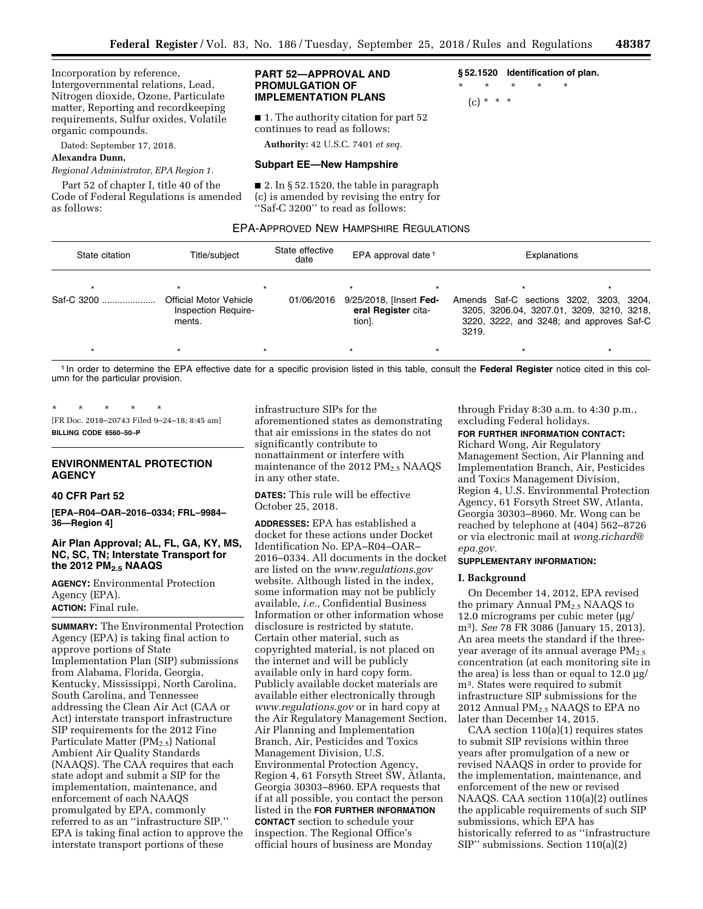Incorporation by reference, Intergovernmental relations, Lead, Nitrogen dioxide, Ozone, Particulate matter, Reporting and recordkeeping requirements, Sulfur oxides, Volatile organic compounds.

Dated: September 17, 2018.

**Alexandra Dunn,**

*Regional Administrator, EPA Region 1.*

Part 52 of chapter I, title 40 of the Code of Federal Regulations is amended as follows:

## PART 52—APPROVAL AND PROMULGATION OF IMPLEMENTATION PLANS

■ 1. The authority citation for part 52 continues to read as follows:

**Authority:** 42 U.S.C. 7401 *et seq.*

### Subpart EE—New Hampshire

■ 2. In § 52.1520, the table in paragraph (c) is amended by revising the entry for "Saf-C 3200" to read as follows:

**§ 52.1520 Identification of plan.**

\* \* \* \* \*

(c) \* \* \*

EPA-APPROVED NEW HAMPSHIRE REGULATIONS

| State citation | Title/subject | State effective date | EPA approval date [1] | Explanations |
| --- | --- | --- | --- | --- |
| * | * | * | * | * |
| Saf-C 3200 .................... | Official Motor Vehicle Inspection Requirements. | 01/06/2016 | 9/25/2018, [Insert **Federal Register** citation]. | Amends Saf-C sections 3202, 3203, 3204, 3205, 3206.04, 3207.01, 3209, 3210, 3218, 3220, 3222, and 3248; and approves Saf-C 3219. |
| * | * | * | * | * |

[1] In order to determine the EPA effective date for a specific provision listed in this table, consult the **Federal Register** notice cited in this column for the particular provision.

\* \* \* \* \*

[FR Doc. 2018–20743 Filed 9–24–18; 8:45 am]

**BILLING CODE 6560–50–P**

---

## ENVIRONMENTAL PROTECTION AGENCY

### 40 CFR Part 52

**[EPA–R04–OAR–2016–0334; FRL–9984–36—Region 4]**

### Air Plan Approval; AL, FL, GA, KY, MS, NC, SC, TN; Interstate Transport for the 2012 $PM_{2.5}$ NAAQS

**AGENCY:** Environmental Protection Agency (EPA).

**ACTION:** Final rule.

**SUMMARY:** The Environmental Protection Agency (EPA) is taking final action to approve portions of State Implementation Plan (SIP) submissions from Alabama, Florida, Georgia, Kentucky, Mississippi, North Carolina, South Carolina, and Tennessee addressing the Clean Air Act (CAA or Act) interstate transport infrastructure SIP requirements for the 2012 Fine Particulate Matter ($PM_{2.5}$) National Ambient Air Quality Standards (NAAQS). The CAA requires that each state adopt and submit a SIP for the implementation, maintenance, and enforcement of each NAAQS promulgated by EPA, commonly referred to as an "infrastructure SIP." EPA is taking final action to approve the interstate transport portions of these infrastructure SIPs for the aforementioned states as demonstrating that air emissions in the states do not significantly contribute to nonattainment or interfere with maintenance of the 2012 $PM_{2.5}$ NAAQS in any other state.

**DATES:** This rule will be effective October 25, 2018.

**ADDRESSES:** EPA has established a docket for these actions under Docket Identification No. EPA–R04–OAR–2016–0334. All documents in the docket are listed on the *www.regulations.gov* website. Although listed in the index, some information may not be publicly available, *i.e.,* Confidential Business Information or other information whose disclosure is restricted by statute. Certain other material, such as copyrighted material, is not placed on the internet and will be publicly available only in hard copy form. Publicly available docket materials are available either electronically through *www.regulations.gov* or in hard copy at the Air Regulatory Management Section, Air Planning and Implementation Branch, Air, Pesticides and Toxics Management Division, U.S. Environmental Protection Agency, Region 4, 61 Forsyth Street SW, Atlanta, Georgia 30303–8960. EPA requests that if at all possible, you contact the person listed in the **FOR FURTHER INFORMATION CONTACT** section to schedule your inspection. The Regional Office's official hours of business are Monday through Friday 8:30 a.m. to 4:30 p.m., excluding Federal holidays.

**FOR FURTHER INFORMATION CONTACT:** Richard Wong, Air Regulatory Management Section, Air Planning and Implementation Branch, Air, Pesticides and Toxics Management Division, Region 4, U.S. Environmental Protection Agency, 61 Forsyth Street SW, Atlanta, Georgia 30303–8960. Mr. Wong can be reached by telephone at (404) 562–8726 or via electronic mail at *wong.richard@epa.gov.*

**SUPPLEMENTARY INFORMATION:**

**I. Background**

On December 14, 2012, EPA revised the primary Annual $PM_{2.5}$ NAAQS to 12.0 micrograms per cubic meter (µg/m$^3$). *See* 78 FR 3086 (January 15, 2013). An area meets the standard if the three-year average of its annual average $PM_{2.5}$ concentration (at each monitoring site in the area) is less than or equal to 12.0 µg/m$^3$. States were required to submit infrastructure SIP submissions for the 2012 Annual $PM_{2.5}$ NAAQS to EPA no later than December 14, 2015.

CAA section 110(a)(1) requires states to submit SIP revisions within three years after promulgation of a new or revised NAAQS in order to provide for the implementation, maintenance, and enforcement of the new or revised NAAQS. CAA section 110(a)(2) outlines the applicable requirements of such SIP submissions, which EPA has historically referred to as "infrastructure SIP" submissions. Section 110(a)(2)